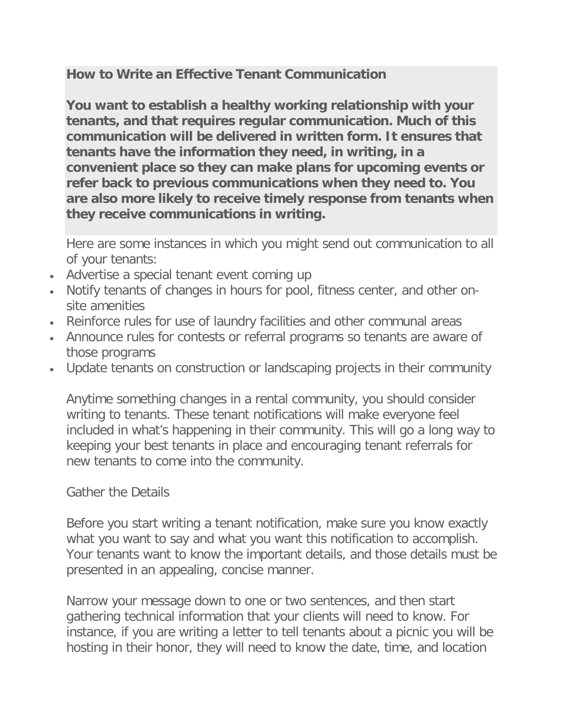## How to Write an Effective Tenant Communication

**You want to establish a healthy working relationship with your tenants, and that requires regular communication. Much of this communication will be delivered in written form. It ensures that tenants have the information they need, in writing, in a convenient place so they can make plans for upcoming events or refer back to previous communications when they need to. You are also more likely to receive timely response from tenants when they receive communications in writing.**

Here are some instances in which you might send out communication to all of your tenants:

- Advertise a special tenant event coming up
- Notify tenants of changes in hours for pool, fitness center, and other on-site amenities
- Reinforce rules for use of laundry facilities and other communal areas
- Announce rules for contests or referral programs so tenants are aware of those programs
- Update tenants on construction or landscaping projects in their community

Anytime something changes in a rental community, you should consider writing to tenants. These tenant notifications will make everyone feel included in what's happening in their community. This will go a long way to keeping your best tenants in place and encouraging tenant referrals for new tenants to come into the community.

### Gather the Details

Before you start writing a tenant notification, make sure you know exactly what you want to say and what you want this notification to accomplish. Your tenants want to know the important details, and those details must be presented in an appealing, concise manner.

Narrow your message down to one or two sentences, and then start gathering technical information that your clients will need to know. For instance, if you are writing a letter to tell tenants about a picnic you will be hosting in their honor, they will need to know the date, time, and location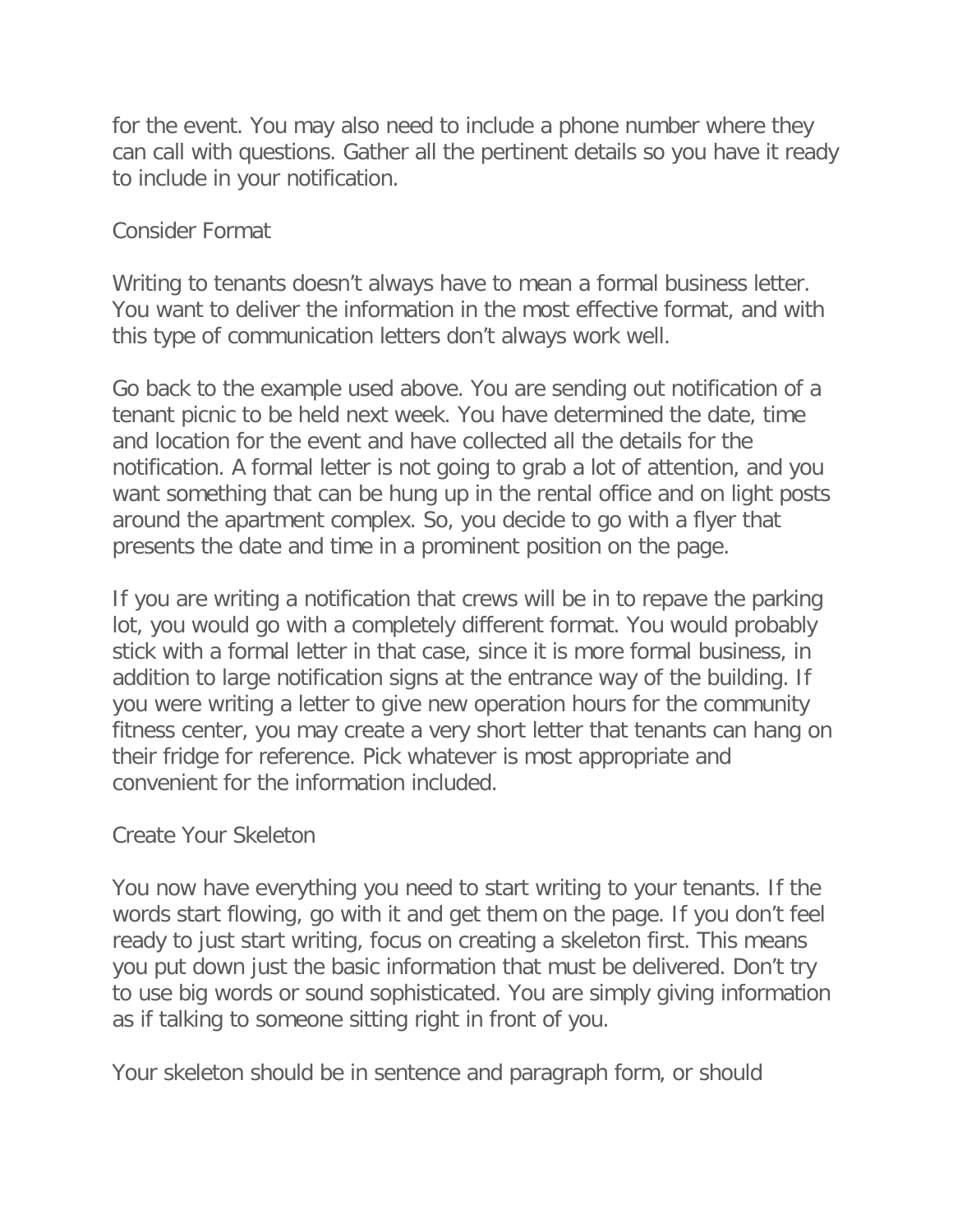for the event. You may also need to include a phone number where they can call with questions. Gather all the pertinent details so you have it ready to include in your notification.

## Consider Format

Writing to tenants doesn't always have to mean a formal business letter. You want to deliver the information in the most effective format, and with this type of communication letters don't always work well.

Go back to the example used above. You are sending out notification of a tenant picnic to be held next week. You have determined the date, time and location for the event and have collected all the details for the notification. A formal letter is not going to grab a lot of attention, and you want something that can be hung up in the rental office and on light posts around the apartment complex. So, you decide to go with a flyer that presents the date and time in a prominent position on the page.

If you are writing a notification that crews will be in to repave the parking lot, you would go with a completely different format. You would probably stick with a formal letter in that case, since it is more formal business, in addition to large notification signs at the entrance way of the building. If you were writing a letter to give new operation hours for the community fitness center, you may create a very short letter that tenants can hang on their fridge for reference. Pick whatever is most appropriate and convenient for the information included.

## Create Your Skeleton

You now have everything you need to start writing to your tenants. If the words start flowing, go with it and get them on the page. If you don't feel ready to just start writing, focus on creating a skeleton first. This means you put down just the basic information that must be delivered. Don't try to use big words or sound sophisticated. You are simply giving information as if talking to someone sitting right in front of you.

Your skeleton should be in sentence and paragraph form, or should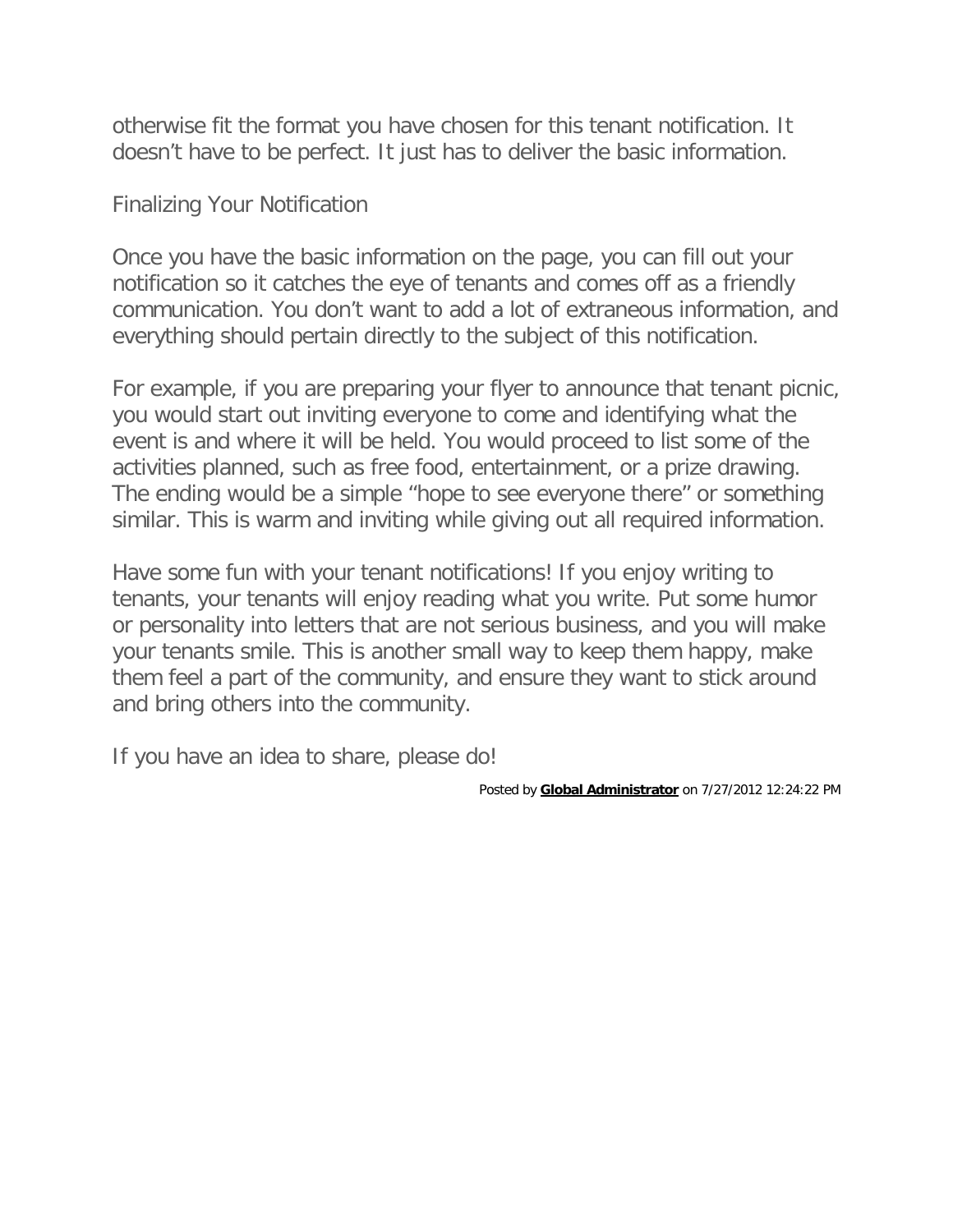otherwise fit the format you have chosen for this tenant notification. It doesn't have to be perfect. It just has to deliver the basic information.

## Finalizing Your Notification

Once you have the basic information on the page, you can fill out your notification so it catches the eye of tenants and comes off as a friendly communication. You don't want to add a lot of extraneous information, and everything should pertain directly to the subject of this notification.

For example, if you are preparing your flyer to announce that tenant picnic, you would start out inviting everyone to come and identifying what the event is and where it will be held. You would proceed to list some of the activities planned, such as free food, entertainment, or a prize drawing. The ending would be a simple "hope to see everyone there" or something similar. This is warm and inviting while giving out all required information.

Have some fun with your tenant notifications! If you enjoy writing to tenants, your tenants will enjoy reading what you write. Put some humor or personality into letters that are not serious business, and you will make your tenants smile. This is another small way to keep them happy, make them feel a part of the community, and ensure they want to stick around and bring others into the community.

If you have an idea to share, please do!

Posted by **Global Administrator** on 7/27/2012 12:24:22 PM